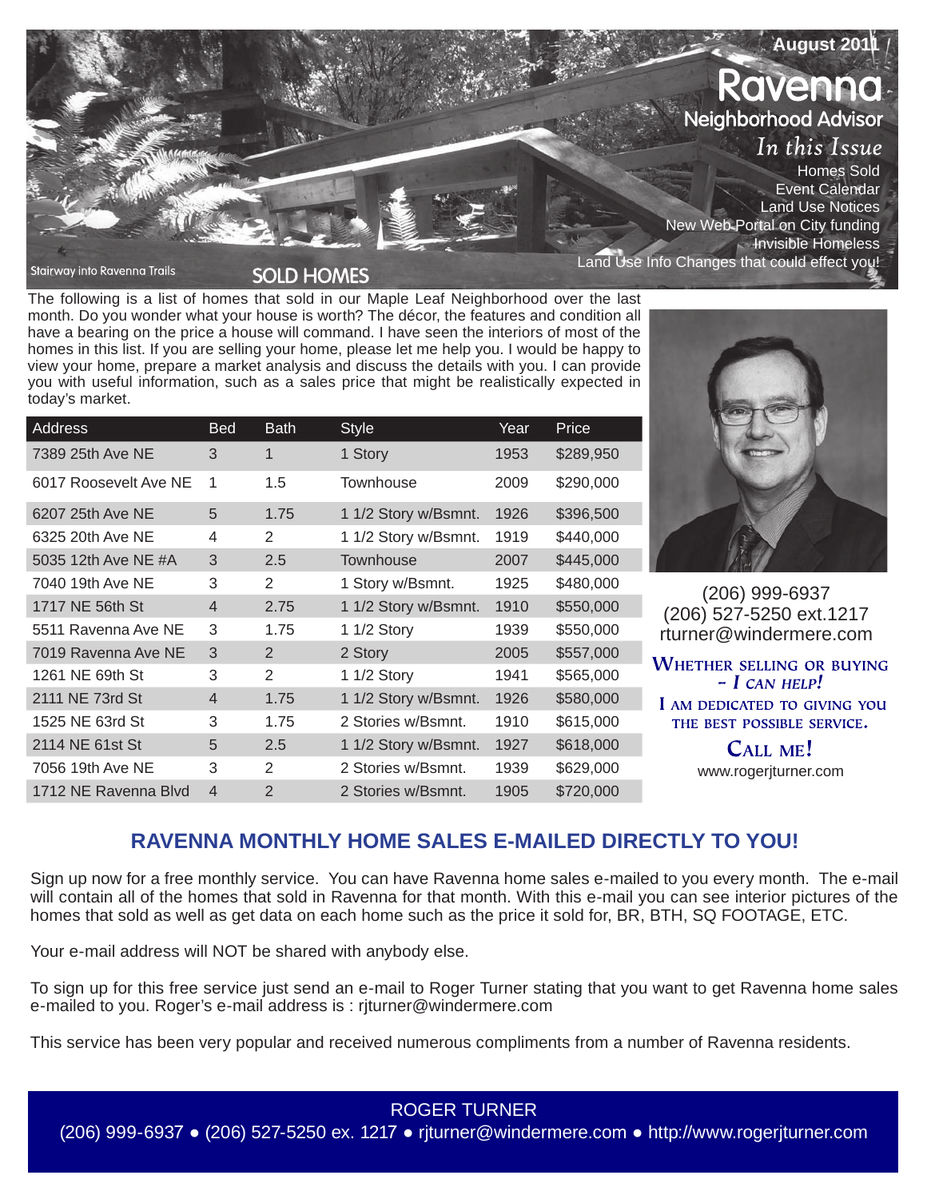August 2011

# Ravenna

## Neighborhood Advisor

*In this Issue*

- Homes Sold
- Event Calendar
- Land Use Notices
- New Web Portal on City funding
- Invisible Homeless
- Land Use Info Changes that could effect you!

Stairway into Ravenna Trails

## SOLD HOMES

The following is a list of homes that sold in our Maple Leaf Neighborhood over the last month. Do you wonder what your house is worth? The décor, the features and condition all have a bearing on the price a house will command. I have seen the interiors of most of the homes in this list. If you are selling your home, please let me help you. I would be happy to view your home, prepare a market analysis and discuss the details with you. I can provide you with useful information, such as a sales price that might be realistically expected in today's market.

| Address | Bed | Bath | Style | Year | Price |
|---|---|---|---|---|---|
| 7389 25th Ave NE | 3 | 1 | 1 Story | 1953 | $289,950 |
| 6017 Roosevelt Ave NE | 1 | 1.5 | Townhouse | 2009 | $290,000 |
| 6207 25th Ave NE | 5 | 1.75 | 1 1/2 Story w/Bsmnt. | 1926 | $396,500 |
| 6325 20th Ave NE | 4 | 2 | 1 1/2 Story w/Bsmnt. | 1919 | $440,000 |
| 5035 12th Ave NE #A | 3 | 2.5 | Townhouse | 2007 | $445,000 |
| 7040 19th Ave NE | 3 | 2 | 1 Story w/Bsmnt. | 1925 | $480,000 |
| 1717 NE 56th St | 4 | 2.75 | 1 1/2 Story w/Bsmnt. | 1910 | $550,000 |
| 5511 Ravenna Ave NE | 3 | 1.75 | 1 1/2 Story | 1939 | $550,000 |
| 7019 Ravenna Ave NE | 3 | 2 | 2 Story | 2005 | $557,000 |
| 1261 NE 69th St | 3 | 2 | 1 1/2 Story | 1941 | $565,000 |
| 2111 NE 73rd St | 4 | 1.75 | 1 1/2 Story w/Bsmnt. | 1926 | $580,000 |
| 1525 NE 63rd St | 3 | 1.75 | 2 Stories w/Bsmnt. | 1910 | $615,000 |
| 2114 NE 61st St | 5 | 2.5 | 1 1/2 Story w/Bsmnt. | 1927 | $618,000 |
| 7056 19th Ave NE | 3 | 2 | 2 Stories w/Bsmnt. | 1939 | $629,000 |
| 1712 NE Ravenna Blvd | 4 | 2 | 2 Stories w/Bsmnt. | 1905 | $720,000 |

(206) 999-6937
(206) 527-5250 ext.1217
rturner@windermere.com

**Whether selling or buying – *I can help!***

**I am dedicated to giving you the best possible service.**

**Call me!**

www.rogerjturner.com

## RAVENNA MONTHLY HOME SALES E-MAILED DIRECTLY TO YOU!

Sign up now for a free monthly service. You can have Ravenna home sales e-mailed to you every month. The e-mail will contain all of the homes that sold in Ravenna for that month. With this e-mail you can see interior pictures of the homes that sold as well as get data on each home such as the price it sold for, BR, BTH, SQ FOOTAGE, ETC.

Your e-mail address will NOT be shared with anybody else.

To sign up for this free service just send an e-mail to Roger Turner stating that you want to get Ravenna home sales e-mailed to you. Roger's e-mail address is : rjturner@windermere.com

This service has been very popular and received numerous compliments from a number of Ravenna residents.

ROGER TURNER
(206) 999-6937 ● (206) 527-5250 ex. 1217 ● rjturner@windermere.com ● http://www.rogerjturner.com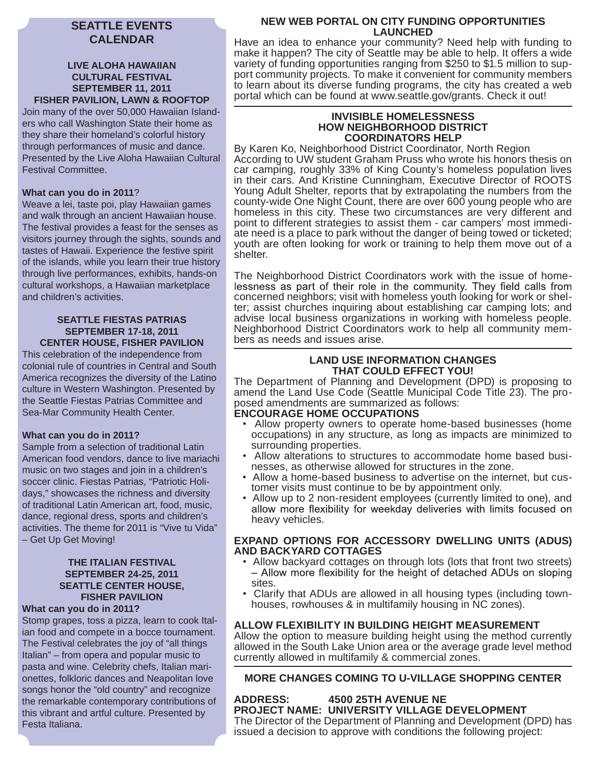## SEATTLE EVENTS CALENDAR

### LIVE ALOHA HAWAIIAN CULTURAL FESTIVAL
### SEPTEMBER 11, 2011
### FISHER PAVILION, LAWN & ROOFTOP

Join many of the over 50,000 Hawaiian Islanders who call Washington State their home as they share their homeland's colorful history through performances of music and dance. Presented by the Live Aloha Hawaiian Cultural Festival Committee.

**What can you do in 2011**?

Weave a lei, taste poi, play Hawaiian games and walk through an ancient Hawaiian house. The festival provides a feast for the senses as visitors journey through the sights, sounds and tastes of Hawaii. Experience the festive spirit of the islands, while you learn their true history through live performances, exhibits, hands-on cultural workshops, a Hawaiian marketplace and children's activities.

### SEATTLE FIESTAS PATRIAS
### SEPTEMBER 17-18, 2011
### CENTER HOUSE, FISHER PAVILION

This celebration of the independence from colonial rule of countries in Central and South America recognizes the diversity of the Latino culture in Western Washington. Presented by the Seattle Fiestas Patrias Committee and Sea-Mar Community Health Center.

**What can you do in 2011?**

Sample from a selection of traditional Latin American food vendors, dance to live mariachi music on two stages and join in a children's soccer clinic. Fiestas Patrias, "Patriotic Holidays," showcases the richness and diversity of traditional Latin American art, food, music, dance, regional dress, sports and children's activities. The theme for 2011 is "Vive tu Vida" – Get Up Get Moving!

### THE ITALIAN FESTIVAL
### SEPTEMBER 24-25, 2011
### SEATTLE CENTER HOUSE, FISHER PAVILION

**What can you do in 2011?**

Stomp grapes, toss a pizza, learn to cook Italian food and compete in a bocce tournament. The Festival celebrates the joy of "all things Italian" – from opera and popular music to pasta and wine. Celebrity chefs, Italian marionettes, folkloric dances and Neapolitan love songs honor the "old country" and recognize the remarkable contemporary contributions of this vibrant and artful culture. Presented by Festa Italiana.

## NEW WEB PORTAL ON CITY FUNDING OPPORTUNITIES LAUNCHED

Have an idea to enhance your community? Need help with funding to make it happen? The city of Seattle may be able to help. It offers a wide variety of funding opportunities ranging from $250 to $1.5 million to support community projects. To make it convenient for community members to learn about its diverse funding programs, the city has created a web portal which can be found at www.seattle.gov/grants. Check it out!

## INVISIBLE HOMELESSNESS HOW NEIGHBORHOOD DISTRICT COORDINATORS HELP

By Karen Ko, Neighborhood District Coordinator, North Region

According to UW student Graham Pruss who wrote his honors thesis on car camping, roughly 33% of King County's homeless population lives in their cars. And Kristine Cunningham, Executive Director of ROOTS Young Adult Shelter, reports that by extrapolating the numbers from the county-wide One Night Count, there are over 600 young people who are homeless in this city. These two circumstances are very different and point to different strategies to assist them - car campers' most immediate need is a place to park without the danger of being towed or ticketed; youth are often looking for work or training to help them move out of a shelter.

The Neighborhood District Coordinators work with the issue of homelessness as part of their role in the community. They field calls from concerned neighbors; visit with homeless youth looking for work or shelter; assist churches inquiring about establishing car camping lots; and advise local business organizations in working with homeless people. Neighborhood District Coordinators work to help all community members as needs and issues arise.

## LAND USE INFORMATION CHANGES THAT COULD EFFECT YOU!

The Department of Planning and Development (DPD) is proposing to amend the Land Use Code (Seattle Municipal Code Title 23). The proposed amendments are summarized as follows:

**ENCOURAGE HOME OCCUPATIONS**

- Allow property owners to operate home-based businesses (home occupations) in any structure, as long as impacts are minimized to surrounding properties.
- Allow alterations to structures to accommodate home based businesses, as otherwise allowed for structures in the zone.
- Allow a home-based business to advertise on the internet, but customer visits must continue to be by appointment only.
- Allow up to 2 non-resident employees (currently limited to one), and allow more flexibility for weekday deliveries with limits focused on heavy vehicles.

**EXPAND OPTIONS FOR ACCESSORY DWELLING UNITS (ADUS) AND BACKYARD COTTAGES**

- Allow backyard cottages on through lots (lots that front two streets) – Allow more flexibility for the height of detached ADUs on sloping sites.
- Clarify that ADUs are allowed in all housing types (including townhouses, rowhouses & in multifamily housing in NC zones).

**ALLOW FLEXIBILITY IN BUILDING HEIGHT MEASUREMENT**

Allow the option to measure building height using the method currently allowed in the South Lake Union area or the average grade level method currently allowed in multifamily & commercial zones.

## MORE CHANGES COMING TO U-VILLAGE SHOPPING CENTER

**ADDRESS:** 4500 25TH AVENUE NE
**PROJECT NAME:** UNIVERSITY VILLAGE DEVELOPMENT

The Director of the Department of Planning and Development (DPD) has issued a decision to approve with conditions the following project: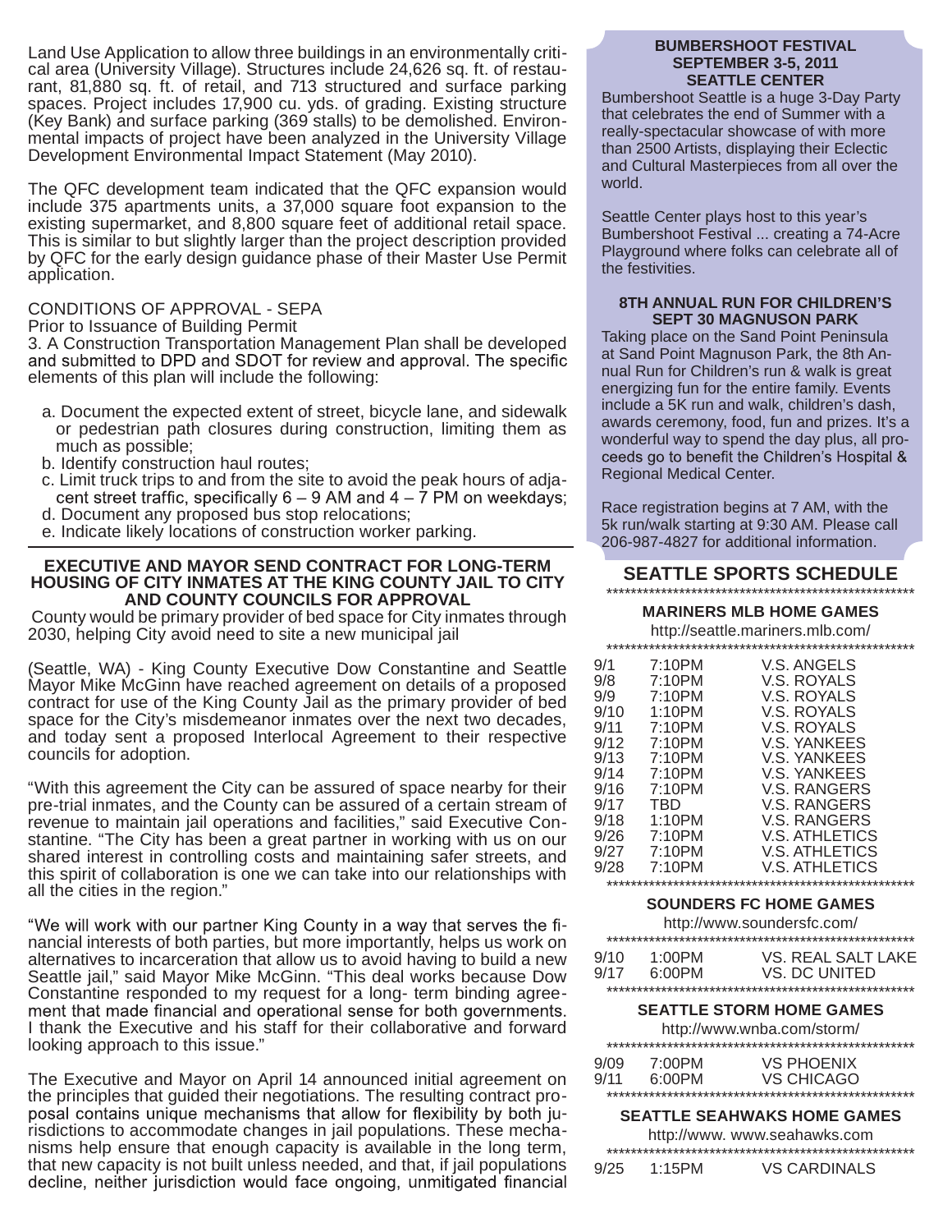Land Use Application to allow three buildings in an environmentally critical area (University Village). Structures include 24,626 sq. ft. of restaurant, 81,880 sq. ft. of retail, and 713 structured and surface parking spaces. Project includes 17,900 cu. yds. of grading. Existing structure (Key Bank) and surface parking (369 stalls) to be demolished. Environmental impacts of project have been analyzed in the University Village Development Environmental Impact Statement (May 2010).

The QFC development team indicated that the QFC expansion would include 375 apartments units, a 37,000 square foot expansion to the existing supermarket, and 8,800 square feet of additional retail space. This is similar to but slightly larger than the project description provided by QFC for the early design guidance phase of their Master Use Permit application.

CONDITIONS OF APPROVAL - SEPA

Prior to Issuance of Building Permit

3. A Construction Transportation Management Plan shall be developed and submitted to DPD and SDOT for review and approval. The specific elements of this plan will include the following:

a. Document the expected extent of street, bicycle lane, and sidewalk or pedestrian path closures during construction, limiting them as much as possible;
b. Identify construction haul routes;
c. Limit truck trips to and from the site to avoid the peak hours of adjacent street traffic, specifically 6 – 9 AM and 4 – 7 PM on weekdays;
d. Document any proposed bus stop relocations;
e. Indicate likely locations of construction worker parking.

---

### EXECUTIVE AND MAYOR SEND CONTRACT FOR LONG-TERM HOUSING OF CITY INMATES AT THE KING COUNTY JAIL TO CITY AND COUNTY COUNCILS FOR APPROVAL

County would be primary provider of bed space for City inmates through 2030, helping City avoid need to site a new municipal jail

(Seattle, WA) - King County Executive Dow Constantine and Seattle Mayor Mike McGinn have reached agreement on details of a proposed contract for use of the King County Jail as the primary provider of bed space for the City's misdemeanor inmates over the next two decades, and today sent a proposed Interlocal Agreement to their respective councils for adoption.

"With this agreement the City can be assured of space nearby for their pre-trial inmates, and the County can be assured of a certain stream of revenue to maintain jail operations and facilities," said Executive Constantine. "The City has been a great partner in working with us on our shared interest in controlling costs and maintaining safer streets, and this spirit of collaboration is one we can take into our relationships with all the cities in the region."

"We will work with our partner King County in a way that serves the financial interests of both parties, but more importantly, helps us work on alternatives to incarceration that allow us to avoid having to build a new Seattle jail," said Mayor Mike McGinn. "This deal works because Dow Constantine responded to my request for a long- term binding agreement that made financial and operational sense for both governments. I thank the Executive and his staff for their collaborative and forward looking approach to this issue."

The Executive and Mayor on April 14 announced initial agreement on the principles that guided their negotiations. The resulting contract proposal contains unique mechanisms that allow for flexibility by both jurisdictions to accommodate changes in jail populations. These mechanisms help ensure that enough capacity is available in the long term, that new capacity is not built unless needed, and that, if jail populations decline, neither jurisdiction would face ongoing, unmitigated financial

### BUMBERSHOOT FESTIVAL SEPTEMBER 3-5, 2011 SEATTLE CENTER

Bumbershoot Seattle is a huge 3-Day Party that celebrates the end of Summer with a really-spectacular showcase of with more than 2500 Artists, displaying their Eclectic and Cultural Masterpieces from all over the world.

Seattle Center plays host to this year's Bumbershoot Festival ... creating a 74-Acre Playground where folks can celebrate all of the festivities.

### 8TH ANNUAL RUN FOR CHILDREN'S SEPT 30 MAGNUSON PARK

Taking place on the Sand Point Peninsula at Sand Point Magnuson Park, the 8th Annual Run for Children's run & walk is great energizing fun for the entire family. Events include a 5K run and walk, children's dash, awards ceremony, food, fun and prizes. It's a wonderful way to spend the day plus, all proceeds go to benefit the Children's Hospital & Regional Medical Center.

Race registration begins at 7 AM, with the 5k run/walk starting at 9:30 AM. Please call 206-987-4827 for additional information.

## SEATTLE SPORTS SCHEDULE

### MARINERS MLB HOME GAMES

http://seattle.mariners.mlb.com/

| | | |
|---|---|---|
| 9/1 | 7:10PM | V.S. ANGELS |
| 9/8 | 7:10PM | V.S. ROYALS |
| 9/9 | 7:10PM | V.S. ROYALS |
| 9/10 | 1:10PM | V.S. ROYALS |
| 9/11 | 7:10PM | V.S. ROYALS |
| 9/12 | 7:10PM | V.S. YANKEES |
| 9/13 | 7:10PM | V.S. YANKEES |
| 9/14 | 7:10PM | V.S. YANKEES |
| 9/16 | 7:10PM | V.S. RANGERS |
| 9/17 | TBD | V.S. RANGERS |
| 9/18 | 1:10PM | V.S. RANGERS |
| 9/26 | 7:10PM | V.S. ATHLETICS |
| 9/27 | 7:10PM | V.S. ATHLETICS |
| 9/28 | 7:10PM | V.S. ATHLETICS |

### SOUNDERS FC HOME GAMES

http://www.soundersfc.com/

| | | |
|---|---|---|
| 9/10 | 1:00PM | VS. REAL SALT LAKE |
| 9/17 | 6:00PM | VS. DC UNITED |

### SEATTLE STORM HOME GAMES

http://www.wnba.com/storm/

| | | |
|---|---|---|
| 9/09 | 7:00PM | VS PHOENIX |
| 9/11 | 6:00PM | VS CHICAGO |

### SEATTLE SEAHWAKS HOME GAMES

http://www. www.seahawks.com

| | | |
|---|---|---|
| 9/25 | 1:15PM | VS CARDINALS |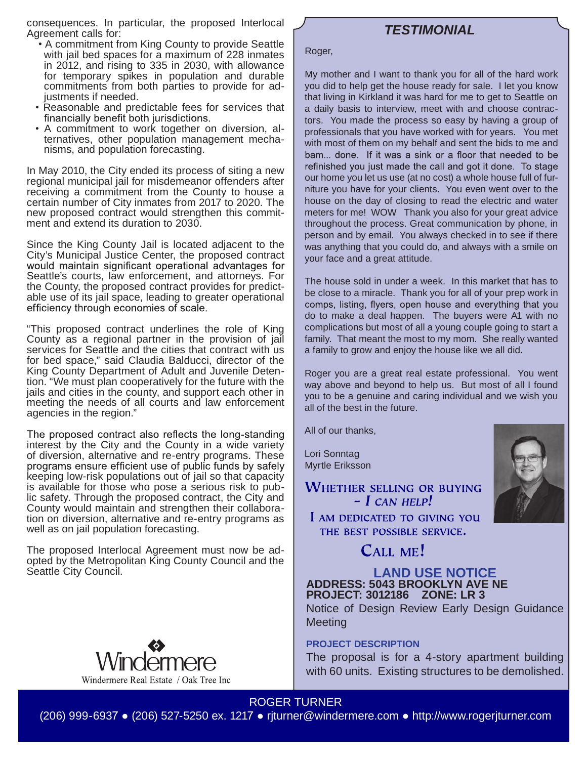consequences. In particular, the proposed Interlocal Agreement calls for:

- A commitment from King County to provide Seattle with jail bed spaces for a maximum of 228 inmates in 2012, and rising to 335 in 2030, with allowance for temporary spikes in population and durable commitments from both parties to provide for adjustments if needed.
- Reasonable and predictable fees for services that financially benefit both jurisdictions.
- A commitment to work together on diversion, alternatives, other population management mechanisms, and population forecasting.

In May 2010, the City ended its process of siting a new regional municipal jail for misdemeanor offenders after receiving a commitment from the County to house a certain number of City inmates from 2017 to 2020. The new proposed contract would strengthen this commitment and extend its duration to 2030.

Since the King County Jail is located adjacent to the City's Municipal Justice Center, the proposed contract would maintain significant operational advantages for Seattle's courts, law enforcement, and attorneys. For the County, the proposed contract provides for predictable use of its jail space, leading to greater operational efficiency through economies of scale.

"This proposed contract underlines the role of King County as a regional partner in the provision of jail services for Seattle and the cities that contract with us for bed space," said Claudia Balducci, director of the King County Department of Adult and Juvenile Detention. "We must plan cooperatively for the future with the jails and cities in the county, and support each other in meeting the needs of all courts and law enforcement agencies in the region."

The proposed contract also reflects the long-standing interest by the City and the County in a wide variety of diversion, alternative and re-entry programs. These programs ensure efficient use of public funds by safely keeping low-risk populations out of jail so that capacity is available for those who pose a serious risk to public safety. Through the proposed contract, the City and County would maintain and strengthen their collaboration on diversion, alternative and re-entry programs as well as on jail population forecasting.

The proposed Interlocal Agreement must now be adopted by the Metropolitan King County Council and the Seattle City Council.

Windermere

Windermere Real Estate / Oak Tree Inc

## *TESTIMONIAL*

Roger,

My mother and I want to thank you for all of the hard work you did to help get the house ready for sale. I let you know that living in Kirkland it was hard for me to get to Seattle on a daily basis to interview, meet with and choose contractors. You made the process so easy by having a group of professionals that you have worked with for years. You met with most of them on my behalf and sent the bids to me and bam... done. If it was a sink or a floor that needed to be refinished you just made the call and got it done. To stage our home you let us use (at no cost) a whole house full of furniture you have for your clients. You even went over to the house on the day of closing to read the electric and water meters for me! WOW Thank you also for your great advice throughout the process. Great communication by phone, in person and by email. You always checked in to see if there was anything that you could do, and always with a smile on your face and a great attitude.

The house sold in under a week. In this market that has to be close to a miracle. Thank you for all of your prep work in comps, listing, flyers, open house and everything that you do to make a deal happen. The buyers were A1 with no complications but most of all a young couple going to start a family. That meant the most to my mom. She really wanted a family to grow and enjoy the house like we all did.

Roger you are a great real estate professional. You went way above and beyond to help us. But most of all I found you to be a genuine and caring individual and we wish you all of the best in the future.

All of our thanks,

Lori Sonntag
Myrtle Eriksson

WHETHER SELLING OR BUYING – *I CAN HELP!*

I AM DEDICATED TO GIVING YOU THE BEST POSSIBLE SERVICE.

CALL ME!

## LAND USE NOTICE

**ADDRESS: 5043 BROOKLYN AVE NE**
**PROJECT: 3012186 ZONE: LR 3**

Notice of Design Review Early Design Guidance Meeting

**PROJECT DESCRIPTION**

The proposal is for a 4-story apartment building with 60 units. Existing structures to be demolished.

ROGER TURNER
(206) 999-6937 ● (206) 527-5250 ex. 1217 ● rjturner@windermere.com ● http://www.rogerjturner.com